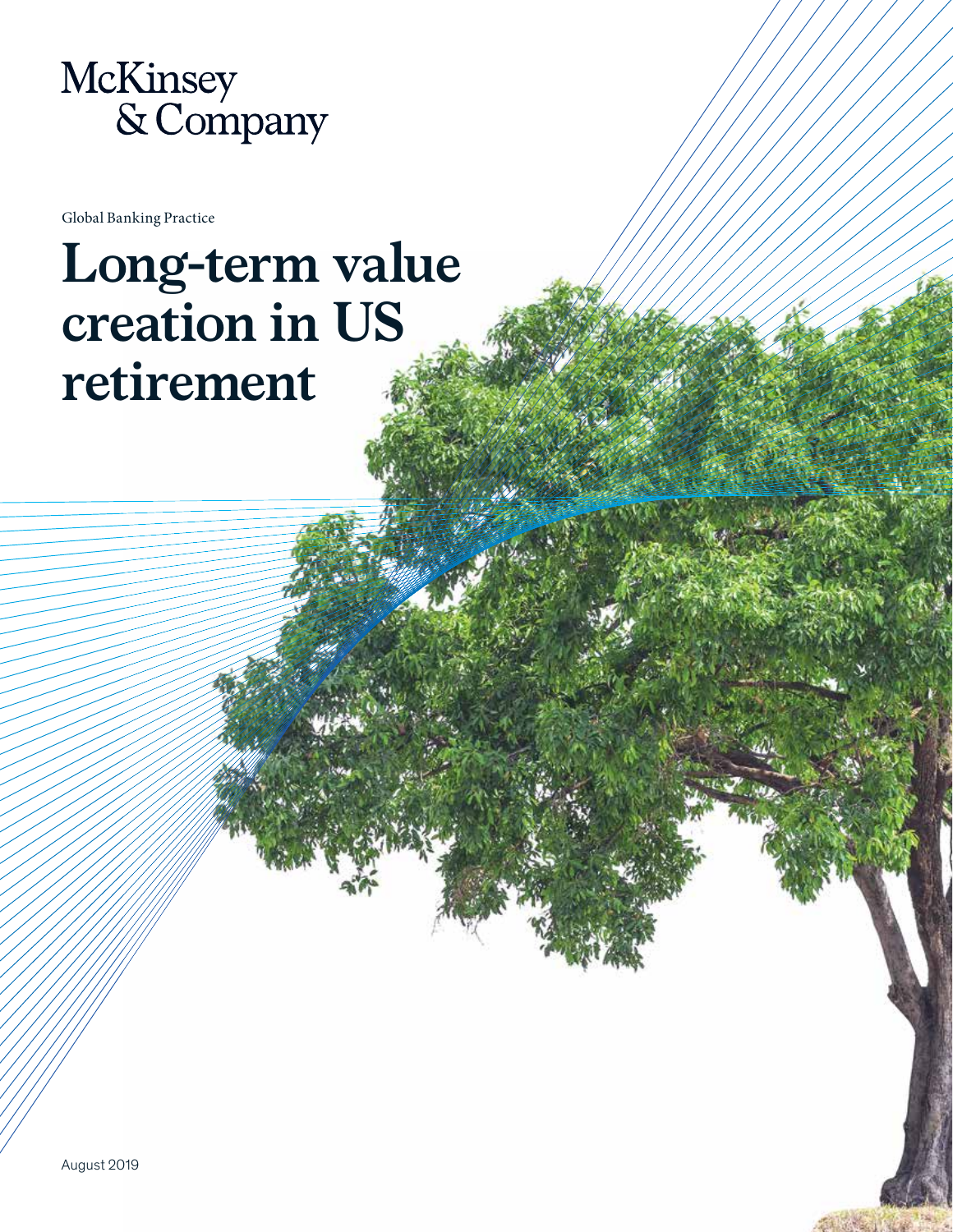McKinsey & Company

Global Banking Practice

# Long-term value creation in US retirement

August 2019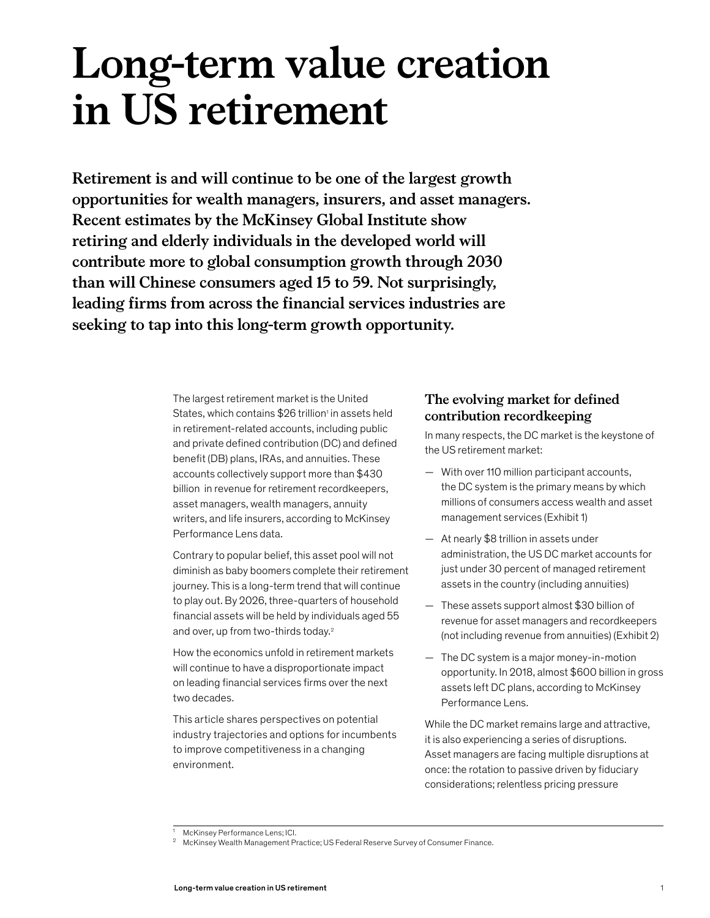# Long-term value creation in US retirement

**Retirement is and will continue to be one of the largest growth opportunities for wealth managers, insurers, and asset managers. Recent estimates by the McKinsey Global Institute show retiring and elderly individuals in the developed world will contribute more to global consumption growth through 2030 than will Chinese consumers aged 15 to 59. Not surprisingly, leading firms from across the financial services industries are seeking to tap into this long-term growth opportunity.**

The largest retirement market is the United States, which contains $26 trillion[1] in assets held in retirement-related accounts, including public and private defined contribution (DC) and defined benefit (DB) plans, IRAs, and annuities. These accounts collectively support more than $430 billion in revenue for retirement recordkeepers, asset managers, wealth managers, annuity writers, and life insurers, according to McKinsey Performance Lens data.

Contrary to popular belief, this asset pool will not diminish as baby boomers complete their retirement journey. This is a long-term trend that will continue to play out. By 2026, three-quarters of household financial assets will be held by individuals aged 55 and over, up from two-thirds today.[2]

How the economics unfold in retirement markets will continue to have a disproportionate impact on leading financial services firms over the next two decades.

This article shares perspectives on potential industry trajectories and options for incumbents to improve competitiveness in a changing environment.

## The evolving market for defined contribution recordkeeping

In many respects, the DC market is the keystone of the US retirement market:

- With over 110 million participant accounts, the DC system is the primary means by which millions of consumers access wealth and asset management services (Exhibit 1)
- At nearly $8 trillion in assets under administration, the US DC market accounts for just under 30 percent of managed retirement assets in the country (including annuities)
- These assets support almost $30 billion of revenue for asset managers and recordkeepers (not including revenue from annuities) (Exhibit 2)
- The DC system is a major money-in-motion opportunity. In 2018, almost $600 billion in gross assets left DC plans, according to McKinsey Performance Lens.

While the DC market remains large and attractive, it is also experiencing a series of disruptions. Asset managers are facing multiple disruptions at once: the rotation to passive driven by fiduciary considerations; relentless pricing pressure

---

[1] McKinsey Performance Lens; ICI.

[2] McKinsey Wealth Management Practice; US Federal Reserve Survey of Consumer Finance.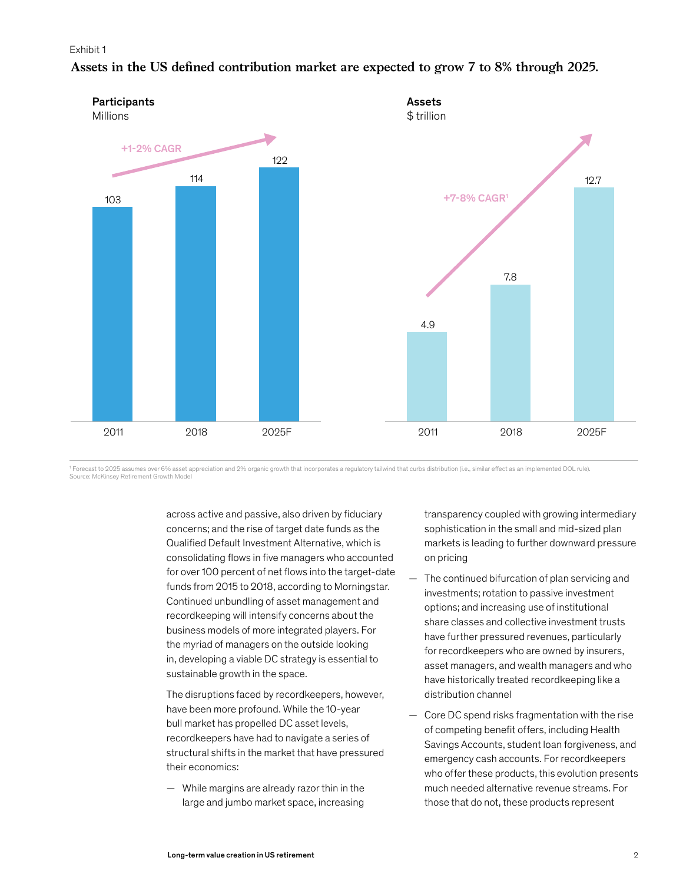Exhibit 1

**Assets in the US defined contribution market are expected to grow 7 to 8% through 2025.**

**Participants**
Millions

+1-2% CAGR

| | 2011 | 2018 | 2025F |
|---|---|---|---|
| Participants (millions) | 103 | 114 | 122 |

**Assets**
$ trillion

+7-8% CAGR[1]

| | 2011 | 2018 | 2025F |
|---|---|---|---|
| Assets ($ trillion) | 4.9 | 7.8 | 12.7 |

[1] Forecast to 2025 assumes over 6% asset appreciation and 2% organic growth that incorporates a regulatory tailwind that curbs distribution (i.e., similar effect as an implemented DOL rule).
Source: McKinsey Retirement Growth Model

across active and passive, also driven by fiduciary concerns; and the rise of target date funds as the Qualified Default Investment Alternative, which is consolidating flows in five managers who accounted for over 100 percent of net flows into the target-date funds from 2015 to 2018, according to Morningstar. Continued unbundling of asset management and recordkeeping will intensify concerns about the business models of more integrated players. For the myriad of managers on the outside looking in, developing a viable DC strategy is essential to sustainable growth in the space.

The disruptions faced by recordkeepers, however, have been more profound. While the 10-year bull market has propelled DC asset levels, recordkeepers have had to navigate a series of structural shifts in the market that have pressured their economics:

— While margins are already razor thin in the large and jumbo market space, increasing transparency coupled with growing intermediary sophistication in the small and mid-sized plan markets is leading to further downward pressure on pricing

— The continued bifurcation of plan servicing and investments; rotation to passive investment options; and increasing use of institutional share classes and collective investment trusts have further pressured revenues, particularly for recordkeepers who are owned by insurers, asset managers, and wealth managers and who have historically treated recordkeeping like a distribution channel

— Core DC spend risks fragmentation with the rise of competing benefit offers, including Health Savings Accounts, student loan forgiveness, and emergency cash accounts. For recordkeepers who offer these products, this evolution presents much needed alternative revenue streams. For those that do not, these products represent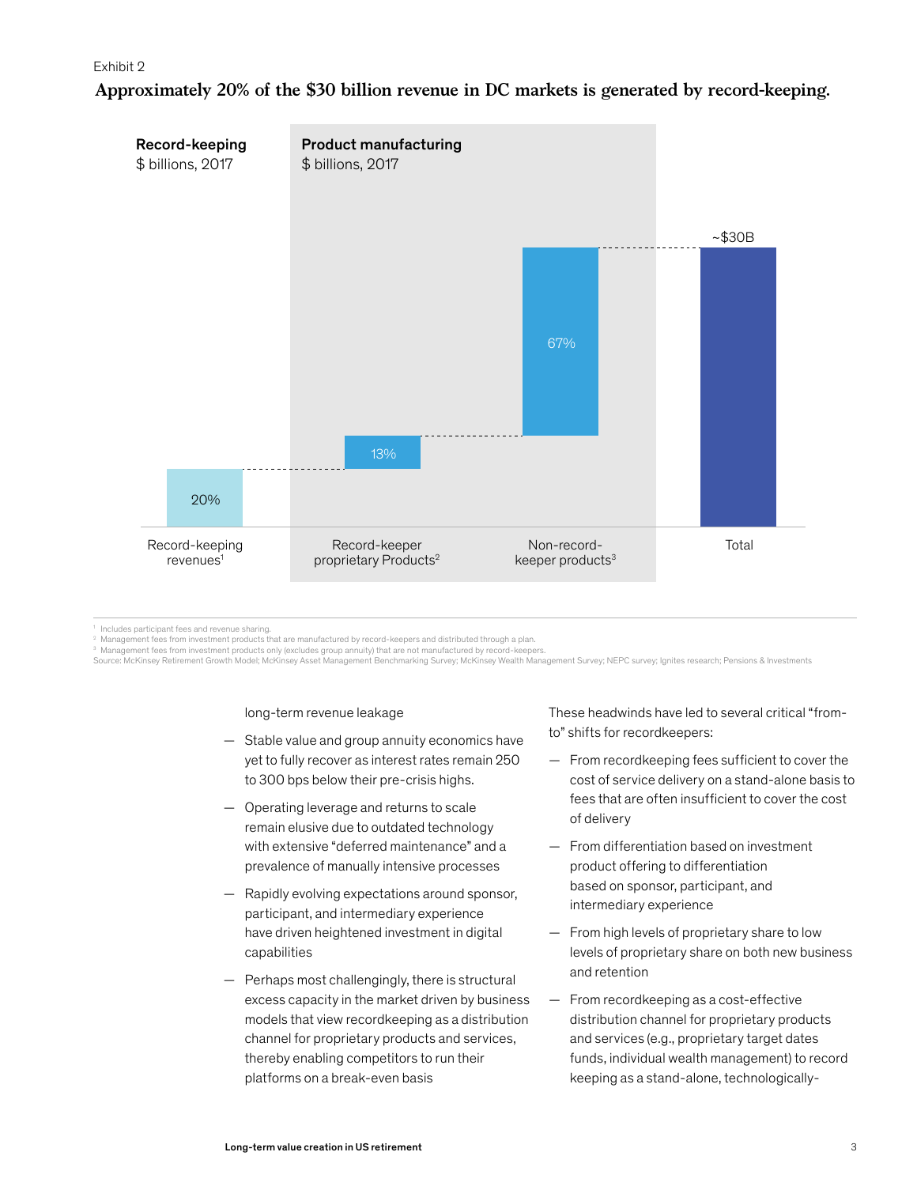Exhibit 2

**Approximately 20% of the $30 billion revenue in DC markets is generated by record-keeping.**

| | Record-keeping ($ billions, 2017) | Product manufacturing ($ billions, 2017) | | |
|---|---|---|---|---|
| | Record-keeping revenues[1] | Record-keeper proprietary Products[2] | Non-record-keeper products[3] | Total |
| Share | 20% | 13% | 67% | ~$30B |

[1] Includes participant fees and revenue sharing.
[2] Management fees from investment products that are manufactured by record-keepers and distributed through a plan.
[3] Management fees from investment products only (excludes group annuity) that are not manufactured by record-keepers.
Source: McKinsey Retirement Growth Model; McKinsey Asset Management Benchmarking Survey; McKinsey Wealth Management Survey; NEPC survey; Ignites research; Pensions & Investments

long-term revenue leakage

- Stable value and group annuity economics have yet to fully recover as interest rates remain 250 to 300 bps below their pre-crisis highs.
- Operating leverage and returns to scale remain elusive due to outdated technology with extensive "deferred maintenance" and a prevalence of manually intensive processes
- Rapidly evolving expectations around sponsor, participant, and intermediary experience have driven heightened investment in digital capabilities
- Perhaps most challengingly, there is structural excess capacity in the market driven by business models that view recordkeeping as a distribution channel for proprietary products and services, thereby enabling competitors to run their platforms on a break-even basis

These headwinds have led to several critical "from-to" shifts for recordkeepers:

- From recordkeeping fees sufficient to cover the cost of service delivery on a stand-alone basis to fees that are often insufficient to cover the cost of delivery
- From differentiation based on investment product offering to differentiation based on sponsor, participant, and intermediary experience
- From high levels of proprietary share to low levels of proprietary share on both new business and retention
- From recordkeeping as a cost-effective distribution channel for proprietary products and services (e.g., proprietary target dates funds, individual wealth management) to record keeping as a stand-alone, technologically-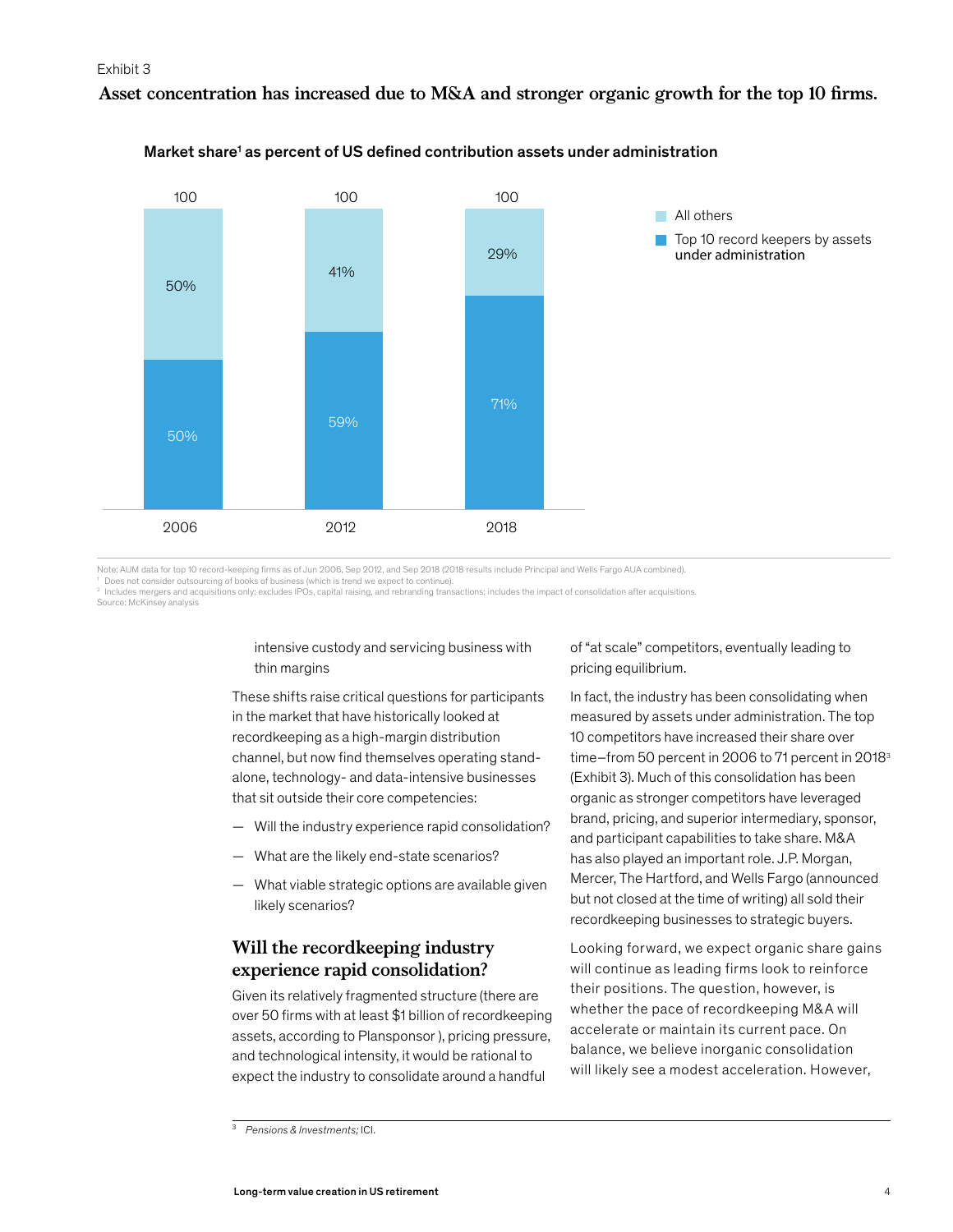Exhibit 3

**Asset concentration has increased due to M&A and stronger organic growth for the top 10 firms.**

Market share[1] as percent of US defined contribution assets under administration

| | 2006 | 2012 | 2018 |
|---|---|---|---|
| All others | 50% | 41% | 29% |
| Top 10 record keepers by assets under administration | 50% | 59% | 71% |
| Total | 100 | 100 | 100 |

Note: AUM data for top 10 record-keeping firms as of Jun 2006, Sep 2012, and Sep 2018 (2018 results include Principal and Wells Fargo AUA combined).
[1] Does not consider outsourcing of books of business (which is trend we expect to continue).
[2] Includes mergers and acquisitions only; excludes IPOs, capital raising, and rebranding transactions; includes the impact of consolidation after acquisitions.
Source: McKinsey analysis

intensive custody and servicing business with thin margins

These shifts raise critical questions for participants in the market that have historically looked at recordkeeping as a high-margin distribution channel, but now find themselves operating stand-alone, technology- and data-intensive businesses that sit outside their core competencies:

- Will the industry experience rapid consolidation?
- What are the likely end-state scenarios?
- What viable strategic options are available given likely scenarios?

## Will the recordkeeping industry experience rapid consolidation?

Given its relatively fragmented structure (there are over 50 firms with at least $1 billion of recordkeeping assets, according to Plansponsor ), pricing pressure, and technological intensity, it would be rational to expect the industry to consolidate around a handful of "at scale" competitors, eventually leading to pricing equilibrium.

In fact, the industry has been consolidating when measured by assets under administration. The top 10 competitors have increased their share over time—from 50 percent in 2006 to 71 percent in 2018[3] (Exhibit 3). Much of this consolidation has been organic as stronger competitors have leveraged brand, pricing, and superior intermediary, sponsor, and participant capabilities to take share. M&A has also played an important role. J.P. Morgan, Mercer, The Hartford, and Wells Fargo (announced but not closed at the time of writing) all sold their recordkeeping businesses to strategic buyers.

Looking forward, we expect organic share gains will continue as leading firms look to reinforce their positions. The question, however, is whether the pace of recordkeeping M&A will accelerate or maintain its current pace. On balance, we believe inorganic consolidation will likely see a modest acceleration. However,

[3] *Pensions & Investments;* ICI.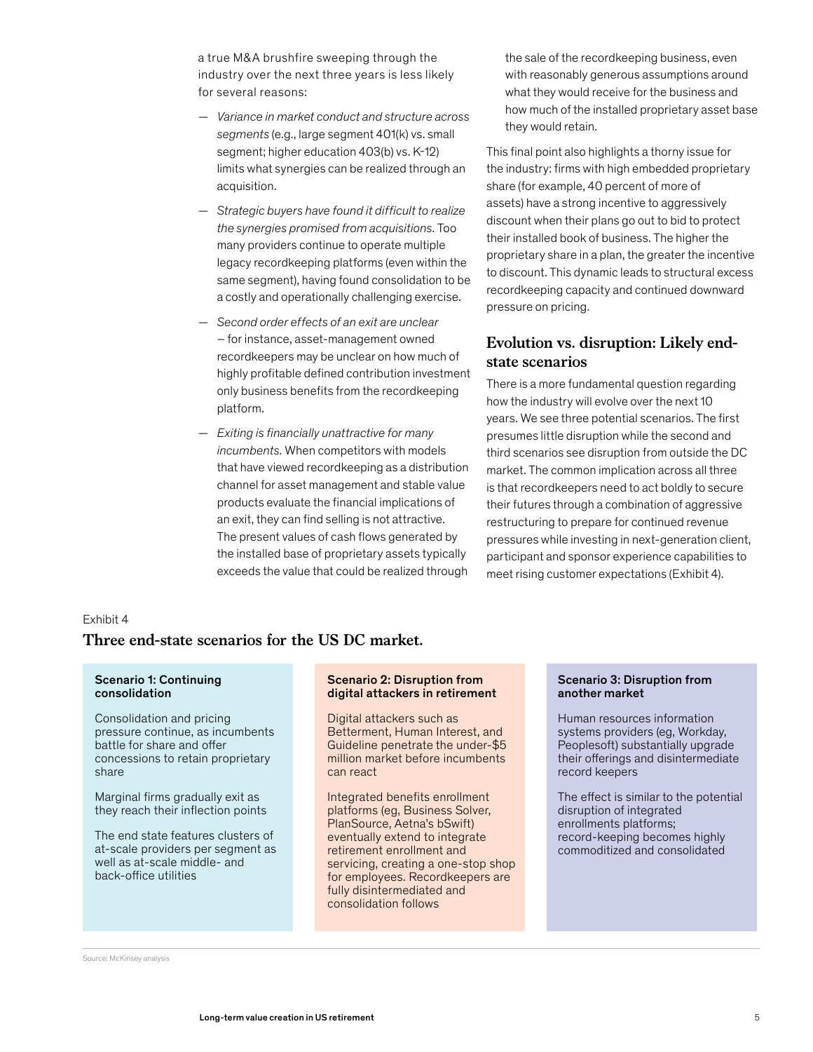a true M&A brushfire sweeping through the industry over the next three years is less likely for several reasons:

— *Variance in market conduct and structure across segments* (e.g., large segment 401(k) vs. small segment; higher education 403(b) vs. K-12) limits what synergies can be realized through an acquisition.

— *Strategic buyers have found it difficult to realize the synergies promised from acquisitions.* Too many providers continue to operate multiple legacy recordkeeping platforms (even within the same segment), having found consolidation to be a costly and operationally challenging exercise.

— *Second order effects of an exit are unclear* – for instance, asset-management owned recordkeepers may be unclear on how much of highly profitable defined contribution investment only business benefits from the recordkeeping platform.

— *Exiting is financially unattractive for many incumbents.* When competitors with models that have viewed recordkeeping as a distribution channel for asset management and stable value products evaluate the financial implications of an exit, they can find selling is not attractive. The present values of cash flows generated by the installed base of proprietary assets typically exceeds the value that could be realized through the sale of the recordkeeping business, even with reasonably generous assumptions around what they would receive for the business and how much of the installed proprietary asset base they would retain.

This final point also highlights a thorny issue for the industry: firms with high embedded proprietary share (for example, 40 percent of more of assets) have a strong incentive to aggressively discount when their plans go out to bid to protect their installed book of business. The higher the proprietary share in a plan, the greater the incentive to discount. This dynamic leads to structural excess recordkeeping capacity and continued downward pressure on pricing.

## Evolution vs. disruption: Likely end-state scenarios

There is a more fundamental question regarding how the industry will evolve over the next 10 years. We see three potential scenarios. The first presumes little disruption while the second and third scenarios see disruption from outside the DC market. The common implication across all three is that recordkeepers need to act boldly to secure their futures through a combination of aggressive restructuring to prepare for continued revenue pressures while investing in next-generation client, participant and sponsor experience capabilities to meet rising customer expectations (Exhibit 4).

Exhibit 4

**Three end-state scenarios for the US DC market.**

| Scenario 1: Continuing consolidation | Scenario 2: Disruption from digital attackers in retirement | Scenario 3: Disruption from another market |
|---|---|---|
| Consolidation and pricing pressure continue, as incumbents battle for share and offer concessions to retain proprietary share<br><br>Marginal firms gradually exit as they reach their inflection points<br><br>The end state features clusters of at-scale providers per segment as well as at-scale middle- and back-office utilities | Digital attackers such as Betterment, Human Interest, and Guideline penetrate the under-$5 million market before incumbents can react<br><br>Integrated benefits enrollment platforms (eg, Business Solver, PlanSource, Aetna's bSwift) eventually extend to integrate retirement enrollment and servicing, creating a one-stop shop for employees. Recordkeepers are fully disintermediated and consolidation follows | Human resources information systems providers (eg, Workday, Peoplesoft) substantially upgrade their offerings and disintermediate record keepers<br><br>The effect is similar to the potential disruption of integrated enrollments platforms; record-keeping becomes highly commoditized and consolidated |

Source: McKinsey analysis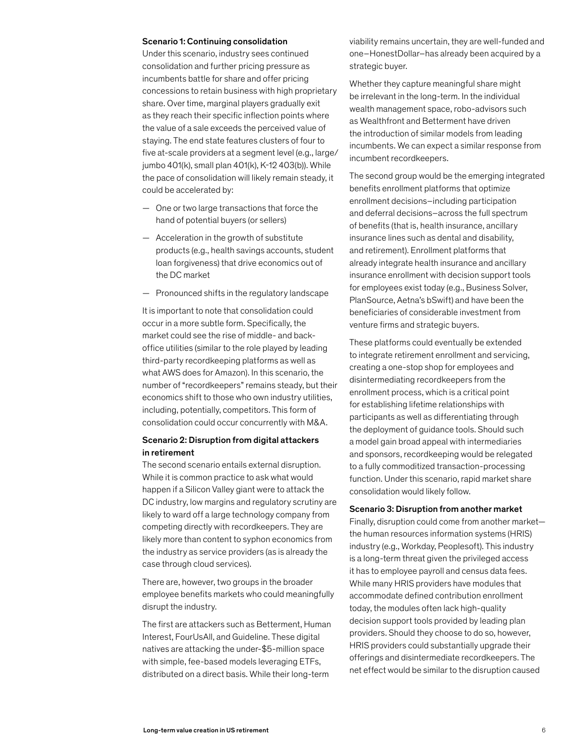### Scenario 1: Continuing consolidation

Under this scenario, industry sees continued consolidation and further pricing pressure as incumbents battle for share and offer pricing concessions to retain business with high proprietary share. Over time, marginal players gradually exit as they reach their specific inflection points where the value of a sale exceeds the perceived value of staying. The end state features clusters of four to five at-scale providers at a segment level (e.g., large/jumbo 401(k), small plan 401(k), K-12 403(b)). While the pace of consolidation will likely remain steady, it could be accelerated by:

- One or two large transactions that force the hand of potential buyers (or sellers)
- Acceleration in the growth of substitute products (e.g., health savings accounts, student loan forgiveness) that drive economics out of the DC market
- Pronounced shifts in the regulatory landscape

It is important to note that consolidation could occur in a more subtle form. Specifically, the market could see the rise of middle- and back-office utilities (similar to the role played by leading third-party recordkeeping platforms as well as what AWS does for Amazon). In this scenario, the number of "recordkeepers" remains steady, but their economics shift to those who own industry utilities, including, potentially, competitors. This form of consolidation could occur concurrently with M&A.

### Scenario 2: Disruption from digital attackers in retirement

The second scenario entails external disruption. While it is common practice to ask what would happen if a Silicon Valley giant were to attack the DC industry, low margins and regulatory scrutiny are likely to ward off a large technology company from competing directly with recordkeepers. They are likely more than content to syphon economics from the industry as service providers (as is already the case through cloud services).

There are, however, two groups in the broader employee benefits markets who could meaningfully disrupt the industry.

The first are attackers such as Betterment, Human Interest, FourUsAll, and Guideline. These digital natives are attacking the under-$5-million space with simple, fee-based models leveraging ETFs, distributed on a direct basis. While their long-term viability remains uncertain, they are well-funded and one—HonestDollar—has already been acquired by a strategic buyer.

Whether they capture meaningful share might be irrelevant in the long-term. In the individual wealth management space, robo-advisors such as Wealthfront and Betterment have driven the introduction of similar models from leading incumbents. We can expect a similar response from incumbent recordkeepers.

The second group would be the emerging integrated benefits enrollment platforms that optimize enrollment decisions—including participation and deferral decisions—across the full spectrum of benefits (that is, health insurance, ancillary insurance lines such as dental and disability, and retirement). Enrollment platforms that already integrate health insurance and ancillary insurance enrollment with decision support tools for employees exist today (e.g., Business Solver, PlanSource, Aetna's bSwift) and have been the beneficiaries of considerable investment from venture firms and strategic buyers.

These platforms could eventually be extended to integrate retirement enrollment and servicing, creating a one-stop shop for employees and disintermediating recordkeepers from the enrollment process, which is a critical point for establishing lifetime relationships with participants as well as differentiating through the deployment of guidance tools. Should such a model gain broad appeal with intermediaries and sponsors, recordkeeping would be relegated to a fully commoditized transaction-processing function. Under this scenario, rapid market share consolidation would likely follow.

### Scenario 3: Disruption from another market

Finally, disruption could come from another market—the human resources information systems (HRIS) industry (e.g., Workday, Peoplesoft). This industry is a long-term threat given the privileged access it has to employee payroll and census data fees. While many HRIS providers have modules that accommodate defined contribution enrollment today, the modules often lack high-quality decision support tools provided by leading plan providers. Should they choose to do so, however, HRIS providers could substantially upgrade their offerings and disintermediate recordkeepers. The net effect would be similar to the disruption caused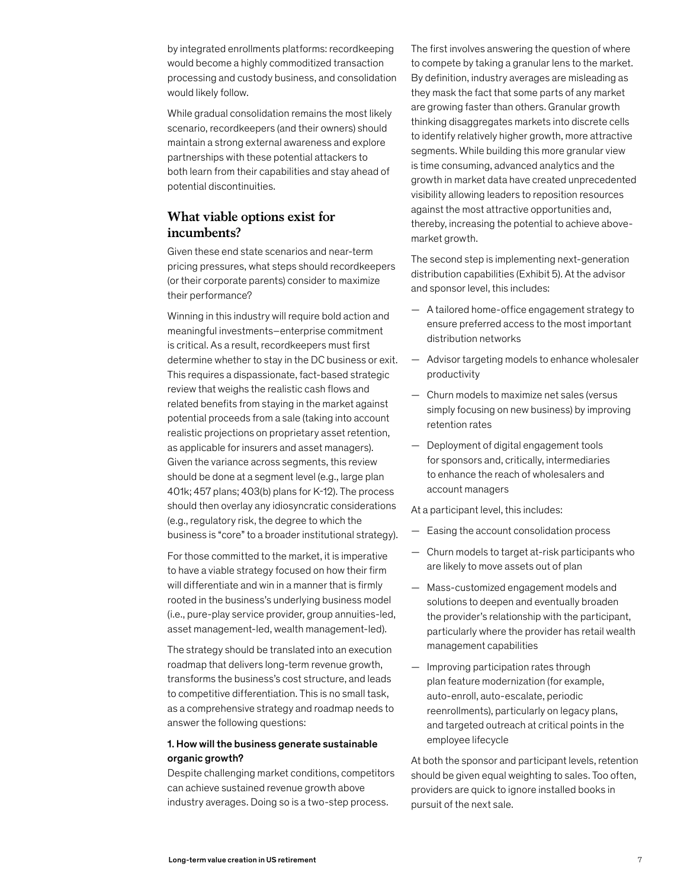by integrated enrollments platforms: recordkeeping would become a highly commoditized transaction processing and custody business, and consolidation would likely follow.

While gradual consolidation remains the most likely scenario, recordkeepers (and their owners) should maintain a strong external awareness and explore partnerships with these potential attackers to both learn from their capabilities and stay ahead of potential discontinuities.

## What viable options exist for incumbents?

Given these end state scenarios and near-term pricing pressures, what steps should recordkeepers (or their corporate parents) consider to maximize their performance?

Winning in this industry will require bold action and meaningful investments—enterprise commitment is critical. As a result, recordkeepers must first determine whether to stay in the DC business or exit. This requires a dispassionate, fact-based strategic review that weighs the realistic cash flows and related benefits from staying in the market against potential proceeds from a sale (taking into account realistic projections on proprietary asset retention, as applicable for insurers and asset managers). Given the variance across segments, this review should be done at a segment level (e.g., large plan 401k; 457 plans; 403(b) plans for K-12). The process should then overlay any idiosyncratic considerations (e.g., regulatory risk, the degree to which the business is "core" to a broader institutional strategy).

For those committed to the market, it is imperative to have a viable strategy focused on how their firm will differentiate and win in a manner that is firmly rooted in the business's underlying business model (i.e., pure-play service provider, group annuities-led, asset management-led, wealth management-led).

The strategy should be translated into an execution roadmap that delivers long-term revenue growth, transforms the business's cost structure, and leads to competitive differentiation. This is no small task, as a comprehensive strategy and roadmap needs to answer the following questions:

**1. How will the business generate sustainable organic growth?**

Despite challenging market conditions, competitors can achieve sustained revenue growth above industry averages. Doing so is a two-step process.

The first involves answering the question of where to compete by taking a granular lens to the market. By definition, industry averages are misleading as they mask the fact that some parts of any market are growing faster than others. Granular growth thinking disaggregates markets into discrete cells to identify relatively higher growth, more attractive segments. While building this more granular view is time consuming, advanced analytics and the growth in market data have created unprecedented visibility allowing leaders to reposition resources against the most attractive opportunities and, thereby, increasing the potential to achieve above-market growth.

The second step is implementing next-generation distribution capabilities (Exhibit 5). At the advisor and sponsor level, this includes:

- A tailored home-office engagement strategy to ensure preferred access to the most important distribution networks
- Advisor targeting models to enhance wholesaler productivity
- Churn models to maximize net sales (versus simply focusing on new business) by improving retention rates
- Deployment of digital engagement tools for sponsors and, critically, intermediaries to enhance the reach of wholesalers and account managers

At a participant level, this includes:

- Easing the account consolidation process
- Churn models to target at-risk participants who are likely to move assets out of plan
- Mass-customized engagement models and solutions to deepen and eventually broaden the provider's relationship with the participant, particularly where the provider has retail wealth management capabilities
- Improving participation rates through plan feature modernization (for example, auto-enroll, auto-escalate, periodic reenrollments), particularly on legacy plans, and targeted outreach at critical points in the employee lifecycle

At both the sponsor and participant levels, retention should be given equal weighting to sales. Too often, providers are quick to ignore installed books in pursuit of the next sale.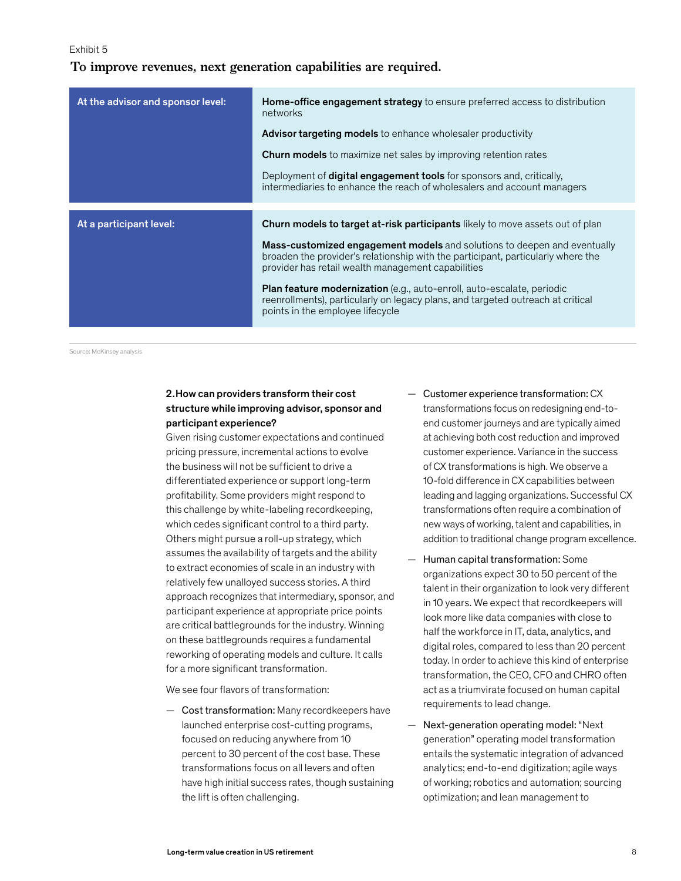Exhibit 5

**To improve revenues, next generation capabilities are required.**

| | |
|---|---|
| **At the advisor and sponsor level:** | **Home-office engagement strategy** to ensure preferred access to distribution networks<br><br>**Advisor targeting models** to enhance wholesaler productivity<br><br>**Churn models** to maximize net sales by improving retention rates<br><br>Deployment of **digital engagement tools** for sponsors and, critically, intermediaries to enhance the reach of wholesalers and account managers |
| **At a participant level:** | **Churn models to target at-risk participants** likely to move assets out of plan<br><br>**Mass-customized engagement models** and solutions to deepen and eventually broaden the provider's relationship with the participant, particularly where the provider has retail wealth management capabilities<br><br>**Plan feature modernization** (e.g., auto-enroll, auto-escalate, periodic reenrollments), particularly on legacy plans, and targeted outreach at critical points in the employee lifecycle |

Source: McKinsey analysis

**2. How can providers transform their cost structure while improving advisor, sponsor and participant experience?**

Given rising customer expectations and continued pricing pressure, incremental actions to evolve the business will not be sufficient to drive a differentiated experience or support long-term profitability. Some providers might respond to this challenge by white-labeling recordkeeping, which cedes significant control to a third party. Others might pursue a roll-up strategy, which assumes the availability of targets and the ability to extract economies of scale in an industry with relatively few unalloyed success stories. A third approach recognizes that intermediary, sponsor, and participant experience at appropriate price points are critical battlegrounds for the industry. Winning on these battlegrounds requires a fundamental reworking of operating models and culture. It calls for a more significant transformation.

We see four flavors of transformation:

— Cost transformation: Many recordkeepers have launched enterprise cost-cutting programs, focused on reducing anywhere from 10 percent to 30 percent of the cost base. These transformations focus on all levers and often have high initial success rates, though sustaining the lift is often challenging.

— Customer experience transformation: CX transformations focus on redesigning end-to-end customer journeys and are typically aimed at achieving both cost reduction and improved customer experience. Variance in the success of CX transformations is high. We observe a 10-fold difference in CX capabilities between leading and lagging organizations. Successful CX transformations often require a combination of new ways of working, talent and capabilities, in addition to traditional change program excellence.

— Human capital transformation: Some organizations expect 30 to 50 percent of the talent in their organization to look very different in 10 years. We expect that recordkeepers will look more like data companies with close to half the workforce in IT, data, analytics, and digital roles, compared to less than 20 percent today. In order to achieve this kind of enterprise transformation, the CEO, CFO and CHRO often act as a triumvirate focused on human capital requirements to lead change.

— Next-generation operating model: "Next generation" operating model transformation entails the systematic integration of advanced analytics; end-to-end digitization; agile ways of working; robotics and automation; sourcing optimization; and lean management to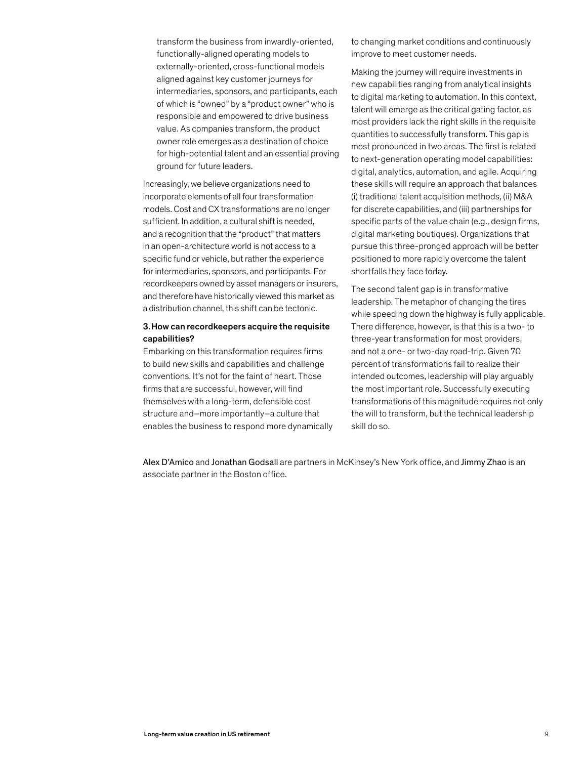transform the business from inwardly-oriented, functionally-aligned operating models to externally-oriented, cross-functional models aligned against key customer journeys for intermediaries, sponsors, and participants, each of which is "owned" by a "product owner" who is responsible and empowered to drive business value. As companies transform, the product owner role emerges as a destination of choice for high-potential talent and an essential proving ground for future leaders.

Increasingly, we believe organizations need to incorporate elements of all four transformation models. Cost and CX transformations are no longer sufficient. In addition, a cultural shift is needed, and a recognition that the "product" that matters in an open-architecture world is not access to a specific fund or vehicle, but rather the experience for intermediaries, sponsors, and participants. For recordkeepers owned by asset managers or insurers, and therefore have historically viewed this market as a distribution channel, this shift can be tectonic.

**3. How can recordkeepers acquire the requisite capabilities?**

Embarking on this transformation requires firms to build new skills and capabilities and challenge conventions. It's not for the faint of heart. Those firms that are successful, however, will find themselves with a long-term, defensible cost structure and—more importantly—a culture that enables the business to respond more dynamically to changing market conditions and continuously improve to meet customer needs.

Making the journey will require investments in new capabilities ranging from analytical insights to digital marketing to automation. In this context, talent will emerge as the critical gating factor, as most providers lack the right skills in the requisite quantities to successfully transform. This gap is most pronounced in two areas. The first is related to next-generation operating model capabilities: digital, analytics, automation, and agile. Acquiring these skills will require an approach that balances (i) traditional talent acquisition methods, (ii) M&A for discrete capabilities, and (iii) partnerships for specific parts of the value chain (e.g., design firms, digital marketing boutiques). Organizations that pursue this three-pronged approach will be better positioned to more rapidly overcome the talent shortfalls they face today.

The second talent gap is in transformative leadership. The metaphor of changing the tires while speeding down the highway is fully applicable. There difference, however, is that this is a two- to three-year transformation for most providers, and not a one- or two-day road-trip. Given 70 percent of transformations fail to realize their intended outcomes, leadership will play arguably the most important role. Successfully executing transformations of this magnitude requires not only the will to transform, but the technical leadership skill do so.

Alex D'Amico and Jonathan Godsall are partners in McKinsey's New York office, and Jimmy Zhao is an associate partner in the Boston office.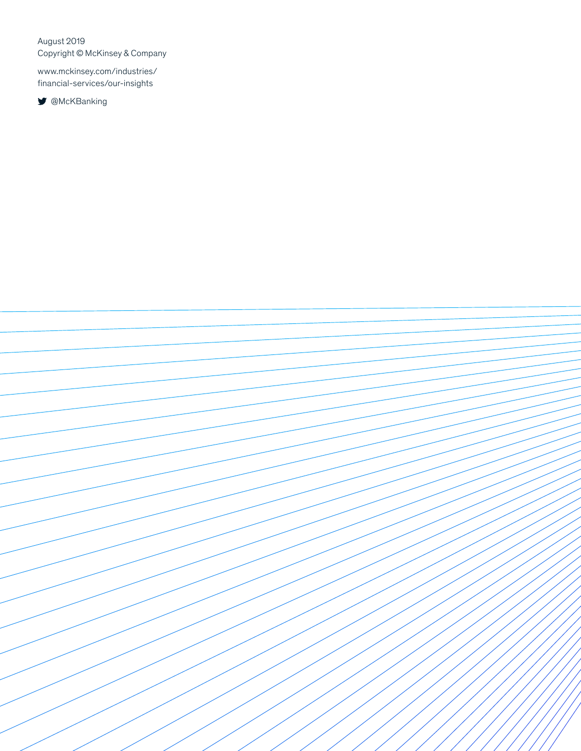August 2019
Copyright © McKinsey & Company

www.mckinsey.com/industries/
financial-services/our-insights

@McKBanking